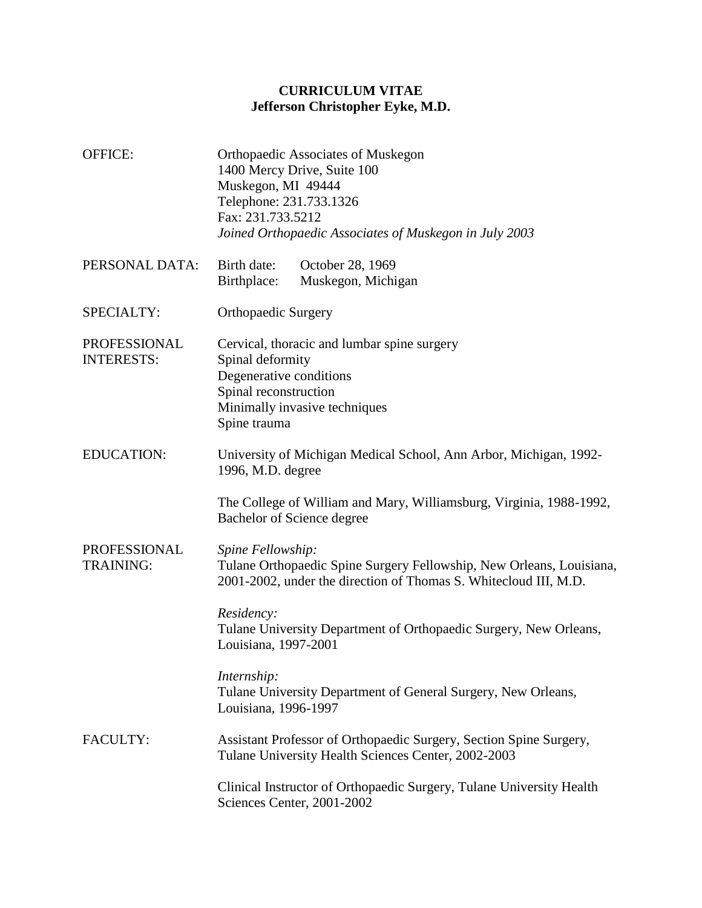# CURRICULUM VITAE
## Jefferson Christopher Eyke, M.D.

**OFFICE:**
Orthopaedic Associates of Muskegon
1400 Mercy Drive, Suite 100
Muskegon, MI 49444
Telephone: 231.733.1326
Fax: 231.733.5212
*Joined Orthopaedic Associates of Muskegon in July 2003*

**PERSONAL DATA:**
Birth date: October 28, 1969
Birthplace: Muskegon, Michigan

**SPECIALTY:**
Orthopaedic Surgery

**PROFESSIONAL INTERESTS:**
Cervical, thoracic and lumbar spine surgery
Spinal deformity
Degenerative conditions
Spinal reconstruction
Minimally invasive techniques
Spine trauma

**EDUCATION:**
University of Michigan Medical School, Ann Arbor, Michigan, 1992-1996, M.D. degree

The College of William and Mary, Williamsburg, Virginia, 1988-1992, Bachelor of Science degree

**PROFESSIONAL TRAINING:**
*Spine Fellowship:*
Tulane Orthopaedic Spine Surgery Fellowship, New Orleans, Louisiana, 2001-2002, under the direction of Thomas S. Whitecloud III, M.D.

*Residency:*
Tulane University Department of Orthopaedic Surgery, New Orleans, Louisiana, 1997-2001

*Internship:*
Tulane University Department of General Surgery, New Orleans, Louisiana, 1996-1997

**FACULTY:**
Assistant Professor of Orthopaedic Surgery, Section Spine Surgery, Tulane University Health Sciences Center, 2002-2003

Clinical Instructor of Orthopaedic Surgery, Tulane University Health Sciences Center, 2001-2002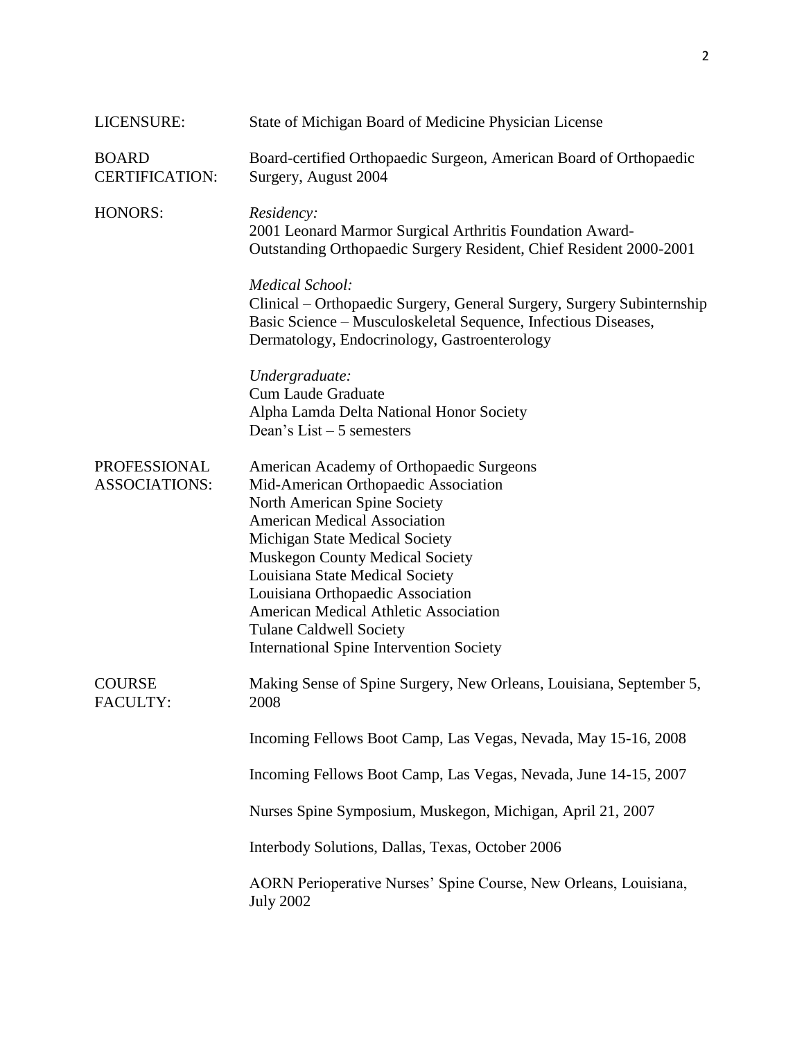**LICENSURE:** State of Michigan Board of Medicine Physician License

**BOARD CERTIFICATION:** Board-certified Orthopaedic Surgeon, American Board of Orthopaedic Surgery, August 2004

**HONORS:**

*Residency:*
2001 Leonard Marmor Surgical Arthritis Foundation Award-
Outstanding Orthopaedic Surgery Resident, Chief Resident 2000-2001

*Medical School:*
Clinical – Orthopaedic Surgery, General Surgery, Surgery Subinternship
Basic Science – Musculoskeletal Sequence, Infectious Diseases, Dermatology, Endocrinology, Gastroenterology

*Undergraduate:*
Cum Laude Graduate
Alpha Lamda Delta National Honor Society
Dean's List – 5 semesters

**PROFESSIONAL ASSOCIATIONS:**

American Academy of Orthopaedic Surgeons
Mid-American Orthopaedic Association
North American Spine Society
American Medical Association
Michigan State Medical Society
Muskegon County Medical Society
Louisiana State Medical Society
Louisiana Orthopaedic Association
American Medical Athletic Association
Tulane Caldwell Society
International Spine Intervention Society

**COURSE FACULTY:**

Making Sense of Spine Surgery, New Orleans, Louisiana, September 5, 2008

Incoming Fellows Boot Camp, Las Vegas, Nevada, May 15-16, 2008

Incoming Fellows Boot Camp, Las Vegas, Nevada, June 14-15, 2007

Nurses Spine Symposium, Muskegon, Michigan, April 21, 2007

Interbody Solutions, Dallas, Texas, October 2006

AORN Perioperative Nurses' Spine Course, New Orleans, Louisiana, July 2002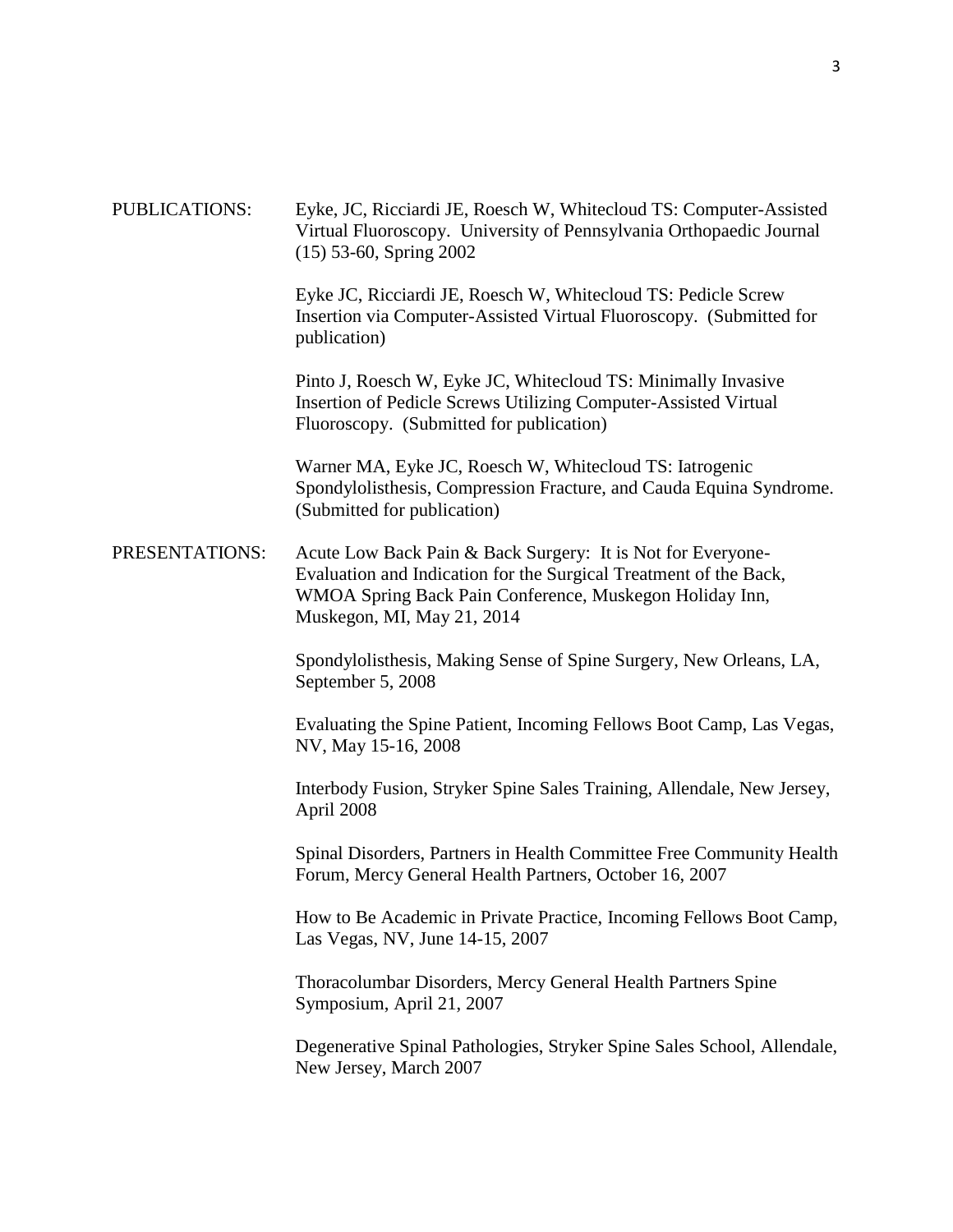**PUBLICATIONS:**

Eyke, JC, Ricciardi JE, Roesch W, Whitecloud TS: Computer-Assisted Virtual Fluoroscopy. University of Pennsylvania Orthopaedic Journal (15) 53-60, Spring 2002

Eyke JC, Ricciardi JE, Roesch W, Whitecloud TS: Pedicle Screw Insertion via Computer-Assisted Virtual Fluoroscopy. (Submitted for publication)

Pinto J, Roesch W, Eyke JC, Whitecloud TS: Minimally Invasive Insertion of Pedicle Screws Utilizing Computer-Assisted Virtual Fluoroscopy. (Submitted for publication)

Warner MA, Eyke JC, Roesch W, Whitecloud TS: Iatrogenic Spondylolisthesis, Compression Fracture, and Cauda Equina Syndrome. (Submitted for publication)

**PRESENTATIONS:**

Acute Low Back Pain & Back Surgery: It is Not for Everyone- Evaluation and Indication for the Surgical Treatment of the Back, WMOA Spring Back Pain Conference, Muskegon Holiday Inn, Muskegon, MI, May 21, 2014

Spondylolisthesis, Making Sense of Spine Surgery, New Orleans, LA, September 5, 2008

Evaluating the Spine Patient, Incoming Fellows Boot Camp, Las Vegas, NV, May 15-16, 2008

Interbody Fusion, Stryker Spine Sales Training, Allendale, New Jersey, April 2008

Spinal Disorders, Partners in Health Committee Free Community Health Forum, Mercy General Health Partners, October 16, 2007

How to Be Academic in Private Practice, Incoming Fellows Boot Camp, Las Vegas, NV, June 14-15, 2007

Thoracolumbar Disorders, Mercy General Health Partners Spine Symposium, April 21, 2007

Degenerative Spinal Pathologies, Stryker Spine Sales School, Allendale, New Jersey, March 2007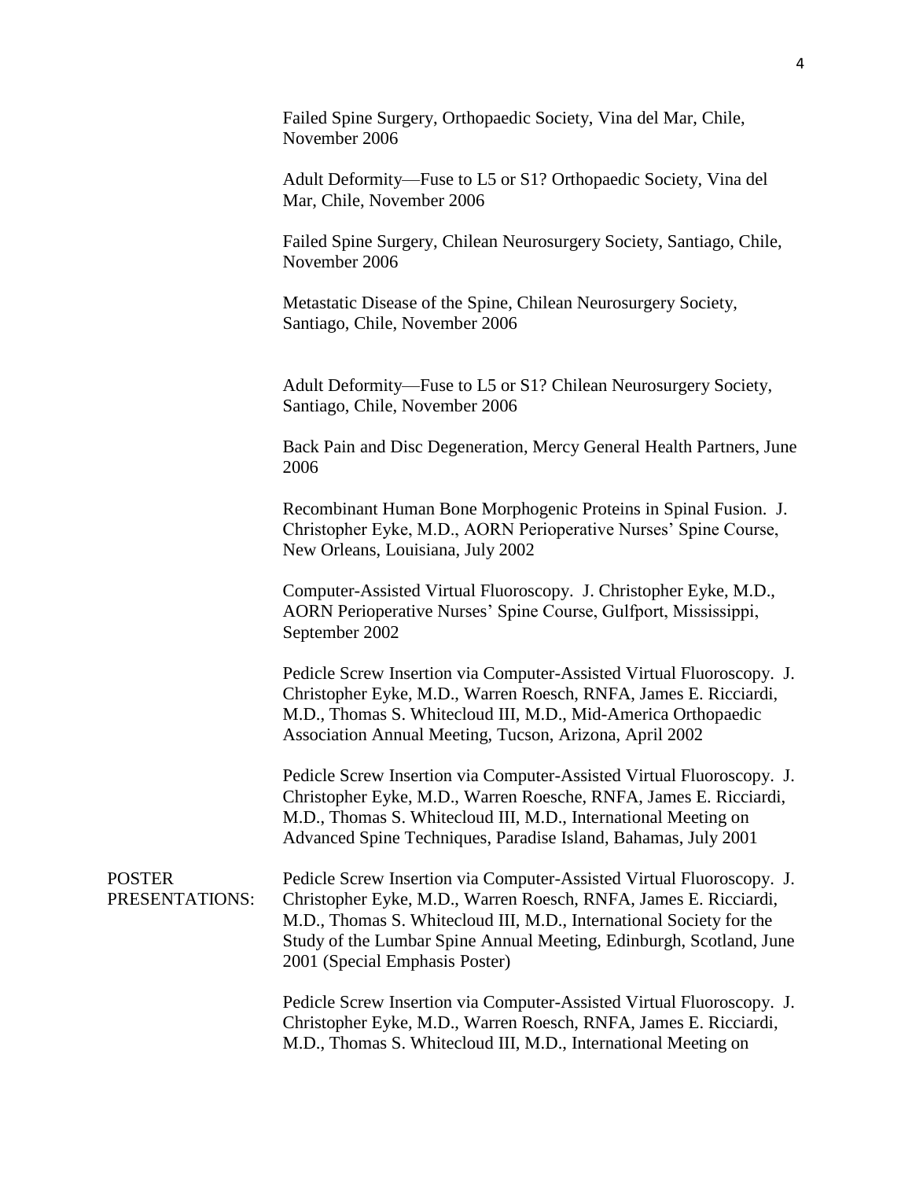Failed Spine Surgery, Orthopaedic Society, Vina del Mar, Chile, November 2006

Adult Deformity—Fuse to L5 or S1? Orthopaedic Society, Vina del Mar, Chile, November 2006

Failed Spine Surgery, Chilean Neurosurgery Society, Santiago, Chile, November 2006

Metastatic Disease of the Spine, Chilean Neurosurgery Society, Santiago, Chile, November 2006

Adult Deformity—Fuse to L5 or S1? Chilean Neurosurgery Society, Santiago, Chile, November 2006

Back Pain and Disc Degeneration, Mercy General Health Partners, June 2006

Recombinant Human Bone Morphogenic Proteins in Spinal Fusion. J. Christopher Eyke, M.D., AORN Perioperative Nurses' Spine Course, New Orleans, Louisiana, July 2002

Computer-Assisted Virtual Fluoroscopy. J. Christopher Eyke, M.D., AORN Perioperative Nurses' Spine Course, Gulfport, Mississippi, September 2002

Pedicle Screw Insertion via Computer-Assisted Virtual Fluoroscopy. J. Christopher Eyke, M.D., Warren Roesch, RNFA, James E. Ricciardi, M.D., Thomas S. Whitecloud III, M.D., Mid-America Orthopaedic Association Annual Meeting, Tucson, Arizona, April 2002

Pedicle Screw Insertion via Computer-Assisted Virtual Fluoroscopy. J. Christopher Eyke, M.D., Warren Roesche, RNFA, James E. Ricciardi, M.D., Thomas S. Whitecloud III, M.D., International Meeting on Advanced Spine Techniques, Paradise Island, Bahamas, July 2001

**POSTER PRESENTATIONS:**

Pedicle Screw Insertion via Computer-Assisted Virtual Fluoroscopy. J. Christopher Eyke, M.D., Warren Roesch, RNFA, James E. Ricciardi, M.D., Thomas S. Whitecloud III, M.D., International Society for the Study of the Lumbar Spine Annual Meeting, Edinburgh, Scotland, June 2001 (Special Emphasis Poster)

Pedicle Screw Insertion via Computer-Assisted Virtual Fluoroscopy. J. Christopher Eyke, M.D., Warren Roesch, RNFA, James E. Ricciardi, M.D., Thomas S. Whitecloud III, M.D., International Meeting on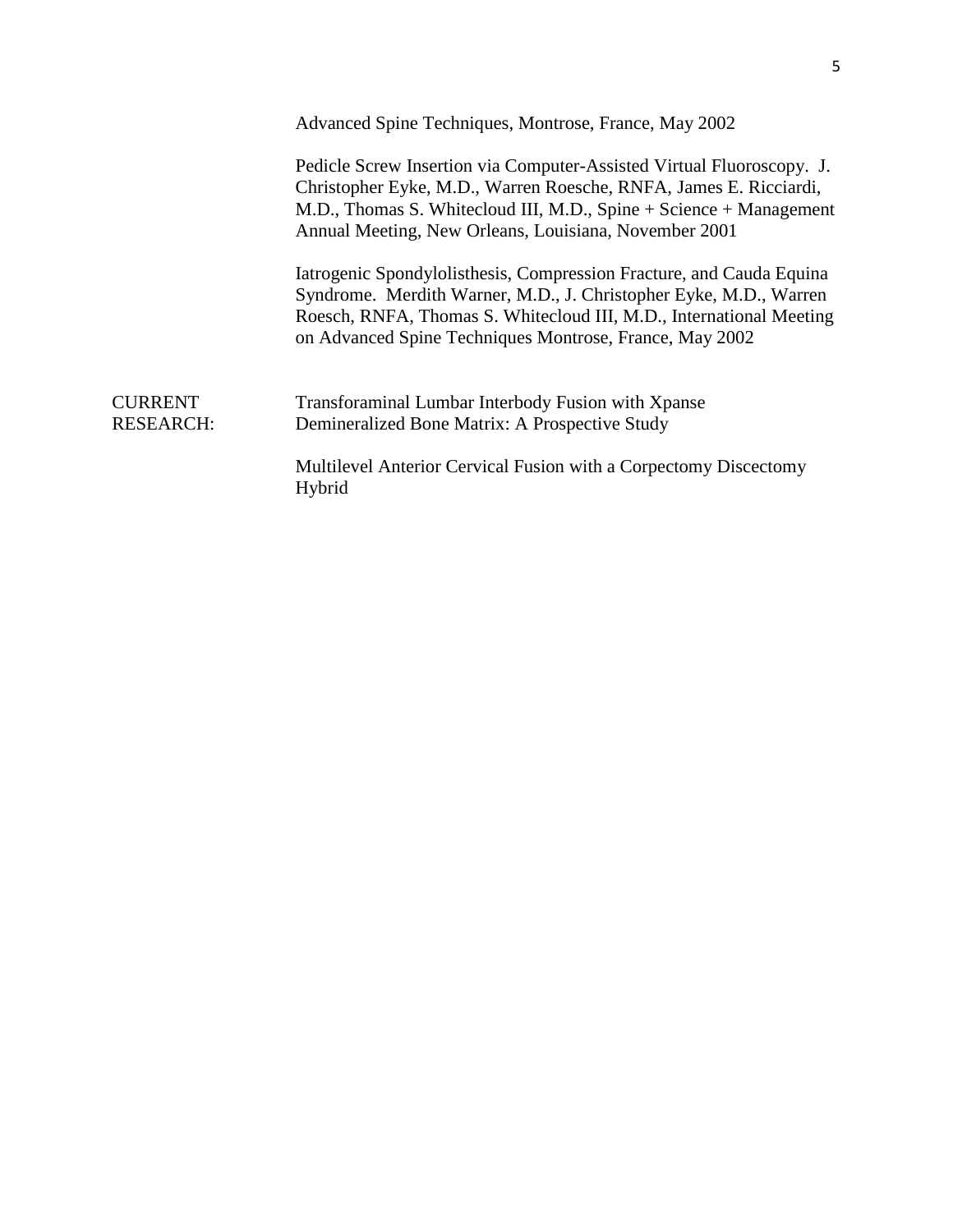Advanced Spine Techniques, Montrose, France, May 2002

Pedicle Screw Insertion via Computer-Assisted Virtual Fluoroscopy. J. Christopher Eyke, M.D., Warren Roesche, RNFA, James E. Ricciardi, M.D., Thomas S. Whitecloud III, M.D., Spine + Science + Management Annual Meeting, New Orleans, Louisiana, November 2001

Iatrogenic Spondylolisthesis, Compression Fracture, and Cauda Equina Syndrome. Merdith Warner, M.D., J. Christopher Eyke, M.D., Warren Roesch, RNFA, Thomas S. Whitecloud III, M.D., International Meeting on Advanced Spine Techniques Montrose, France, May 2002

**CURRENT RESEARCH:**

Transforaminal Lumbar Interbody Fusion with Xpanse Demineralized Bone Matrix: A Prospective Study

Multilevel Anterior Cervical Fusion with a Corpectomy Discectomy Hybrid